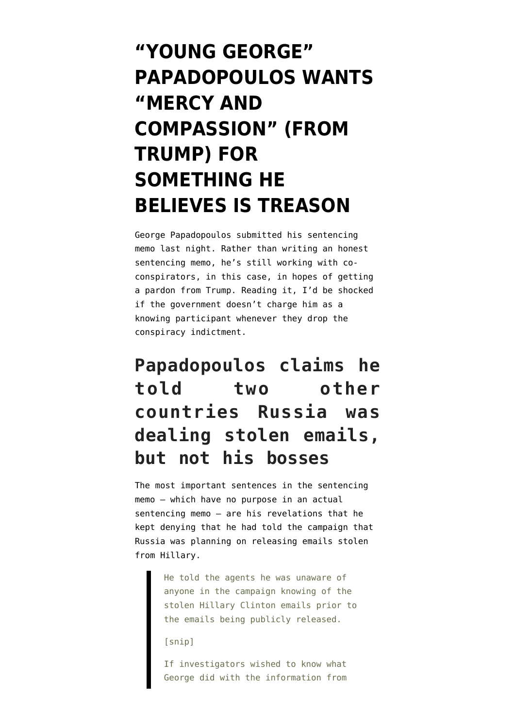# "YOUNG GEORGE" PAPADOPOULOS WANTS "MERCY AND COMPASSION" (FROM TRUMP) FOR SOMETHING HE BELIEVES IS TREASON

George Papadopoulos submitted his sentencing memo last night. Rather than writing an honest sentencing memo, he's still working with co-conspirators, in this case, in hopes of getting a pardon from Trump. Reading it, I'd be shocked if the government doesn't charge him as a knowing participant whenever they drop the conspiracy indictment.

## Papadopoulos claims he told two other countries Russia was dealing stolen emails, but not his bosses

The most important sentences in the sentencing memo — which have no purpose in an actual sentencing memo — are his revelations that he kept denying that he had told the campaign that Russia was planning on releasing emails stolen from Hillary.

> He told the agents he was unaware of anyone in the campaign knowing of the stolen Hillary Clinton emails prior to the emails being publicly released.
>
> [snip]
>
> If investigators wished to know what George did with the information from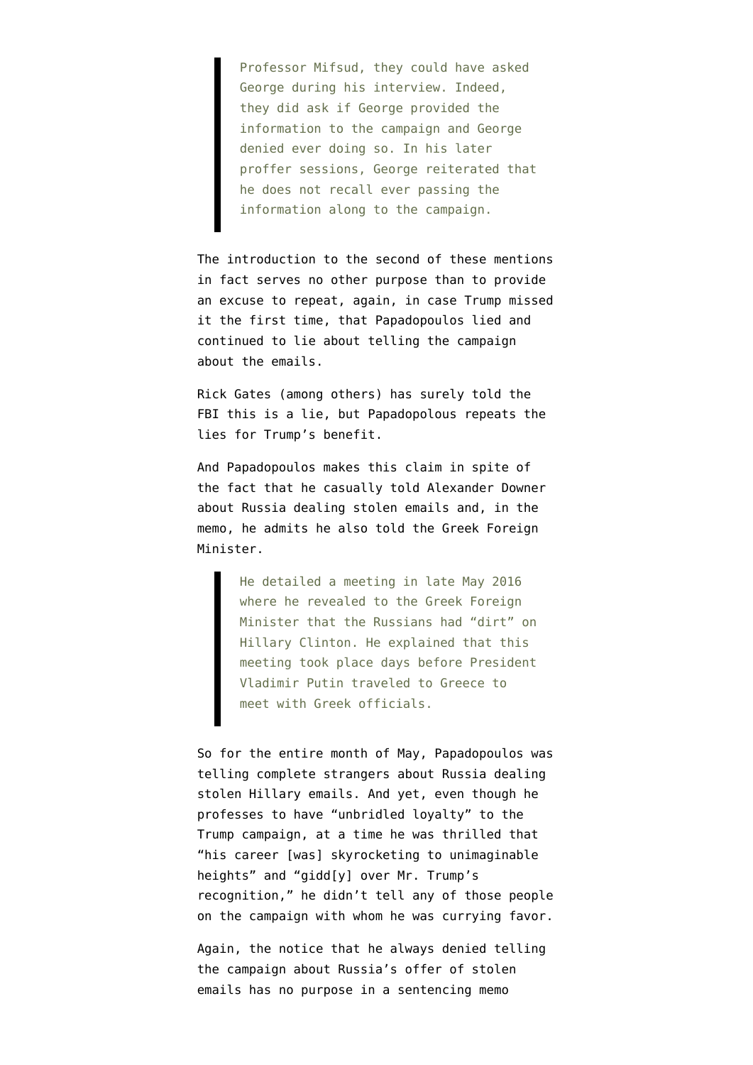> Professor Mifsud, they could have asked George during his interview. Indeed, they did ask if George provided the information to the campaign and George denied ever doing so. In his later proffer sessions, George reiterated that he does not recall ever passing the information along to the campaign.

The introduction to the second of these mentions in fact serves no other purpose than to provide an excuse to repeat, again, in case Trump missed it the first time, that Papadopoulos lied and continued to lie about telling the campaign about the emails.

Rick Gates (among others) has surely told the FBI this is a lie, but Papadopolous repeats the lies for Trump's benefit.

And Papadopoulos makes this claim in spite of the fact that he casually told Alexander Downer about Russia dealing stolen emails and, in the memo, he admits he also told the Greek Foreign Minister.

> He detailed a meeting in late May 2016 where he revealed to the Greek Foreign Minister that the Russians had "dirt" on Hillary Clinton. He explained that this meeting took place days before President Vladimir Putin traveled to Greece to meet with Greek officials.

So for the entire month of May, Papadopoulos was telling complete strangers about Russia dealing stolen Hillary emails. And yet, even though he professes to have "unbridled loyalty" to the Trump campaign, at a time he was thrilled that "his career [was] skyrocketing to unimaginable heights" and "gidd[y] over Mr. Trump's recognition," he didn't tell any of those people on the campaign with whom he was currying favor.

Again, the notice that he always denied telling the campaign about Russia's offer of stolen emails has no purpose in a sentencing memo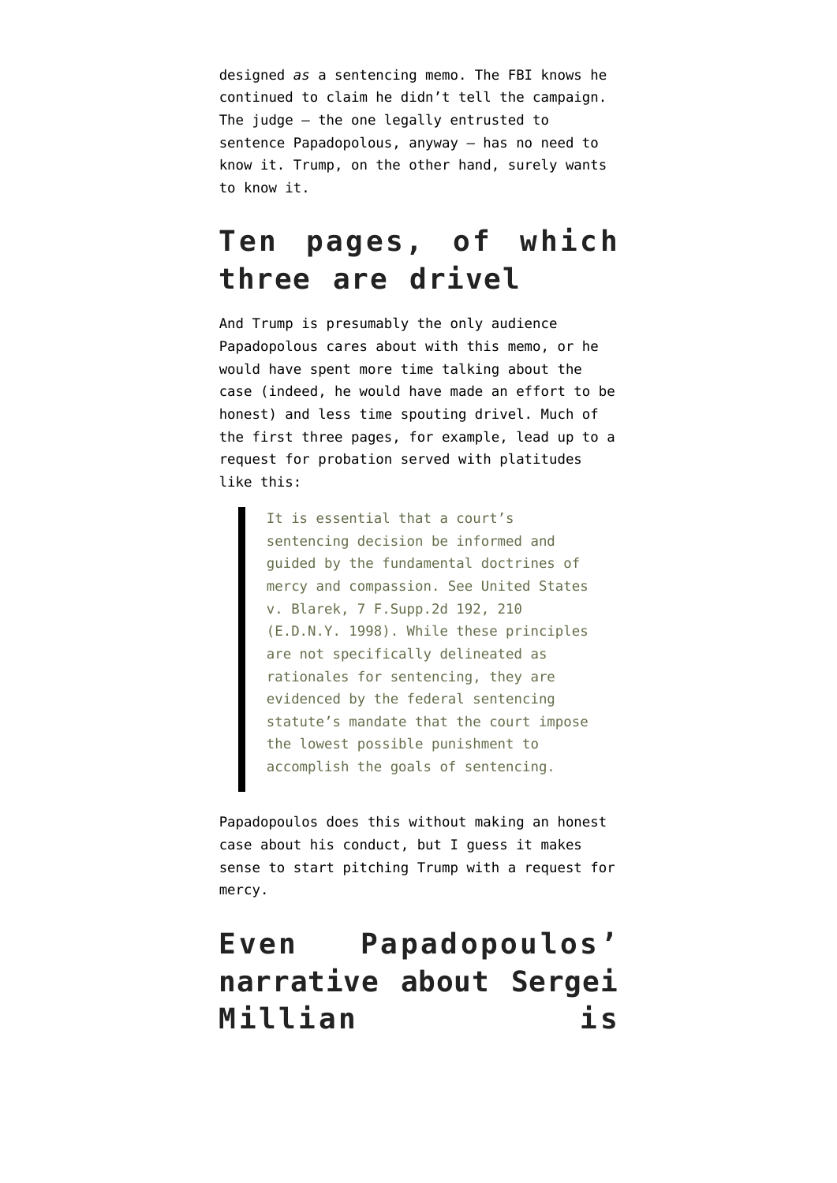designed *as* a sentencing memo. The FBI knows he continued to claim he didn't tell the campaign. The judge — the one legally entrusted to sentence Papadopolous, anyway — has no need to know it. Trump, on the other hand, surely wants to know it.

## Ten pages, of which three are drivel

And Trump is presumably the only audience Papadopolous cares about with this memo, or he would have spent more time talking about the case (indeed, he would have made an effort to be honest) and less time spouting drivel. Much of the first three pages, for example, lead up to a request for probation served with platitudes like this:

> It is essential that a court's sentencing decision be informed and guided by the fundamental doctrines of mercy and compassion. See United States v. Blarek, 7 F.Supp.2d 192, 210 (E.D.N.Y. 1998). While these principles are not specifically delineated as rationales for sentencing, they are evidenced by the federal sentencing statute's mandate that the court impose the lowest possible punishment to accomplish the goals of sentencing.

Papadopoulos does this without making an honest case about his conduct, but I guess it makes sense to start pitching Trump with a request for mercy.

## Even Papadopoulos' narrative about Sergei Millian is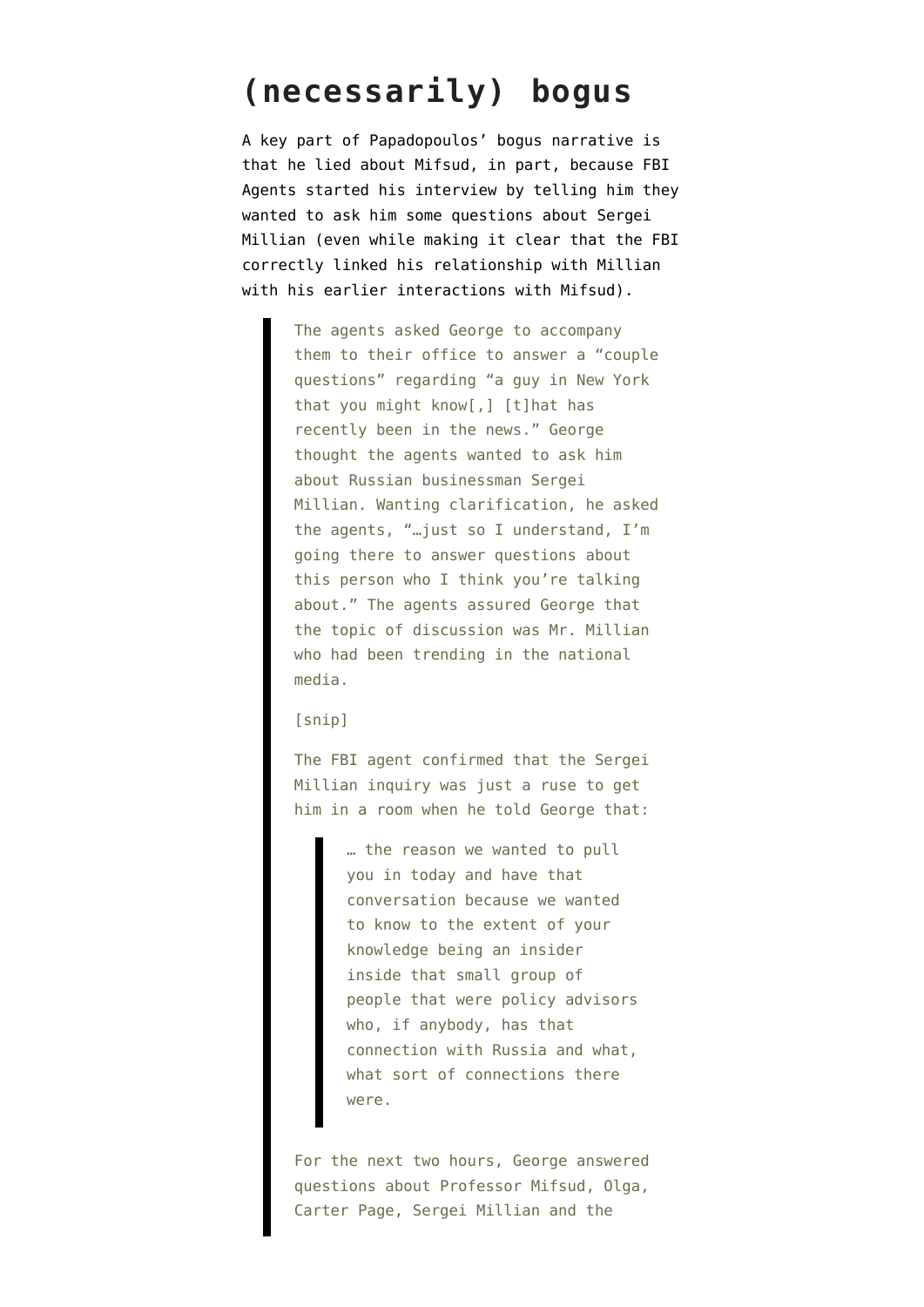# (necessarily) bogus

A key part of Papadopoulos' bogus narrative is that he lied about Mifsud, in part, because FBI Agents started his interview by telling him they wanted to ask him some questions about Sergei Millian (even while making it clear that the FBI correctly linked his relationship with Millian with his earlier interactions with Mifsud).

> The agents asked George to accompany them to their office to answer a "couple questions" regarding "a guy in New York that you might know[,] [t]hat has recently been in the news." George thought the agents wanted to ask him about Russian businessman Sergei Millian. Wanting clarification, he asked the agents, "…just so I understand, I'm going there to answer questions about this person who I think you're talking about." The agents assured George that the topic of discussion was Mr. Millian who had been trending in the national media.
>
> [snip]
>
> The FBI agent confirmed that the Sergei Millian inquiry was just a ruse to get him in a room when he told George that:
>
> > … the reason we wanted to pull you in today and have that conversation because we wanted to know to the extent of your knowledge being an insider inside that small group of people that were policy advisors who, if anybody, has that connection with Russia and what, what sort of connections there were.
>
> For the next two hours, George answered questions about Professor Mifsud, Olga, Carter Page, Sergei Millian and the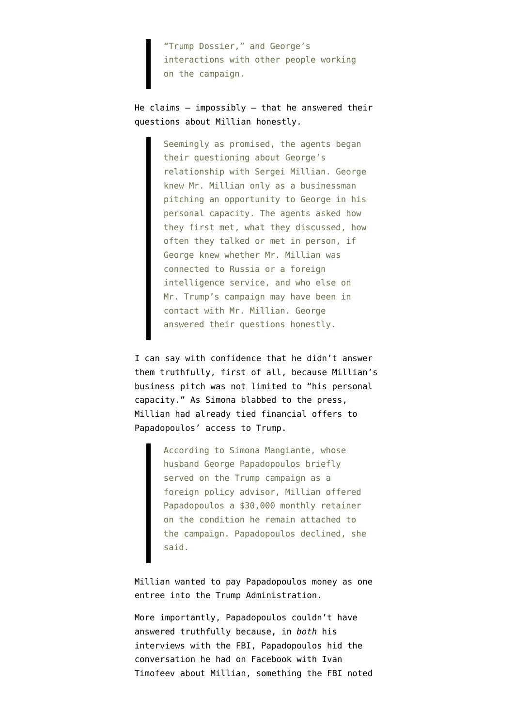> "Trump Dossier," and George's interactions with other people working on the campaign.

He claims — impossibly — that he answered their questions about Millian honestly.

> Seemingly as promised, the agents began their questioning about George's relationship with Sergei Millian. George knew Mr. Millian only as a businessman pitching an opportunity to George in his personal capacity. The agents asked how they first met, what they discussed, how often they talked or met in person, if George knew whether Mr. Millian was connected to Russia or a foreign intelligence service, and who else on Mr. Trump's campaign may have been in contact with Mr. Millian. George answered their questions honestly.

I can say with confidence that he didn't answer them truthfully, first of all, because Millian's business pitch was not limited to "his personal capacity." As Simona blabbed to the press, Millian had already tied financial offers to Papadopoulos' access to Trump.

> According to Simona Mangiante, whose husband George Papadopoulos briefly served on the Trump campaign as a foreign policy advisor, Millian offered Papadopoulos a $30,000 monthly retainer on the condition he remain attached to the campaign. Papadopoulos declined, she said.

Millian wanted to pay Papadopoulos money as one entree into the Trump Administration.

More importantly, Papadopoulos couldn't have answered truthfully because, in *both* his interviews with the FBI, Papadopoulos hid the conversation he had on Facebook with Ivan Timofeev about Millian, something the FBI noted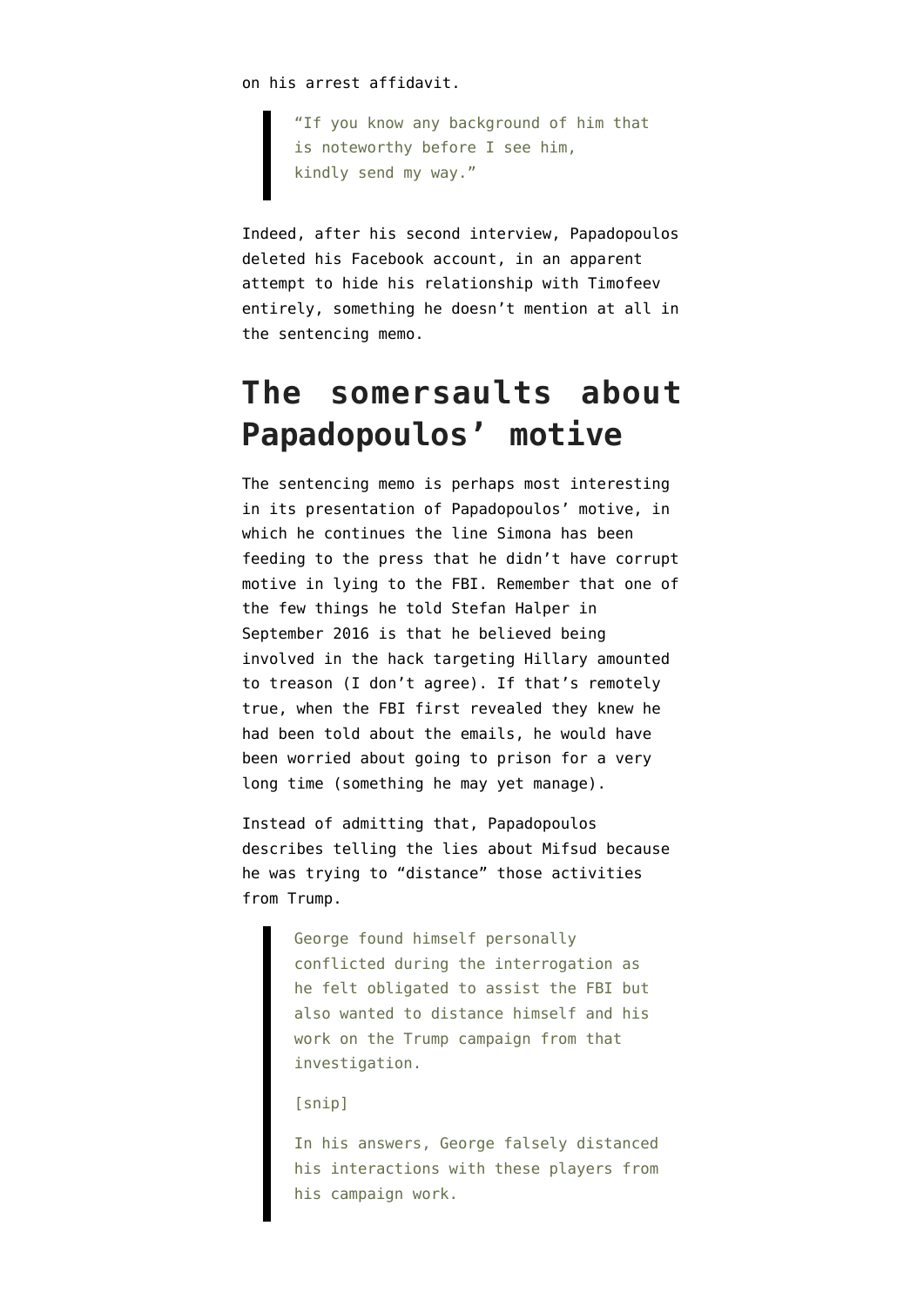on his arrest affidavit.

> "If you know any background of him that is noteworthy before I see him, kindly send my way."

Indeed, after his second interview, Papadopoulos deleted his Facebook account, in an apparent attempt to hide his relationship with Timofeev entirely, something he doesn't mention at all in the sentencing memo.

## The somersaults about Papadopoulos' motive

The sentencing memo is perhaps most interesting in its presentation of Papadopoulos' motive, in which he continues the line Simona has been feeding to the press that he didn't have corrupt motive in lying to the FBI. Remember that one of the few things he told Stefan Halper in September 2016 is that he believed being involved in the hack targeting Hillary amounted to treason (I don't agree). If that's remotely true, when the FBI first revealed they knew he had been told about the emails, he would have been worried about going to prison for a very long time (something he may yet manage).

Instead of admitting that, Papadopoulos describes telling the lies about Mifsud because he was trying to "distance" those activities from Trump.

> George found himself personally conflicted during the interrogation as he felt obligated to assist the FBI but also wanted to distance himself and his work on the Trump campaign from that investigation.
>
> [snip]
>
> In his answers, George falsely distanced his interactions with these players from his campaign work.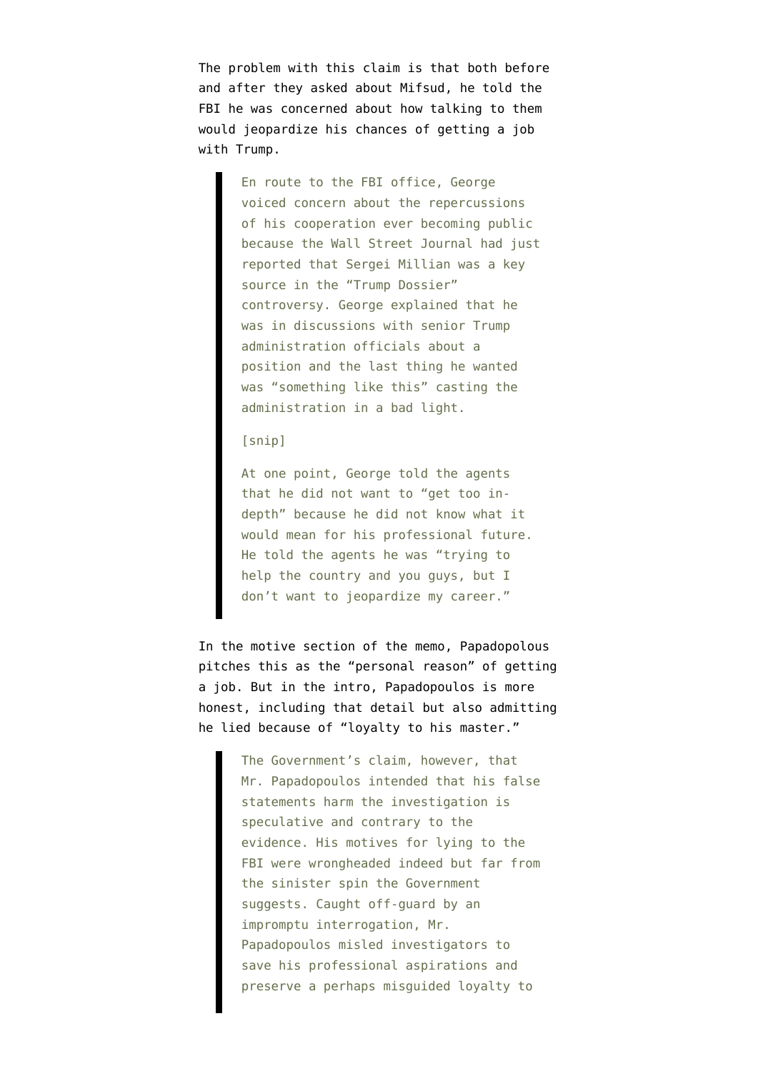The problem with this claim is that both before and after they asked about Mifsud, he told the FBI he was concerned about how talking to them would jeopardize his chances of getting a job with Trump.

> En route to the FBI office, George voiced concern about the repercussions of his cooperation ever becoming public because the Wall Street Journal had just reported that Sergei Millian was a key source in the "Trump Dossier" controversy. George explained that he was in discussions with senior Trump administration officials about a position and the last thing he wanted was "something like this" casting the administration in a bad light.
>
> [snip]
>
> At one point, George told the agents that he did not want to "get too in-depth" because he did not know what it would mean for his professional future. He told the agents he was "trying to help the country and you guys, but I don't want to jeopardize my career."

In the motive section of the memo, Papadopolous pitches this as the "personal reason" of getting a job. But in the intro, Papadopoulos is more honest, including that detail but also admitting he lied because of "loyalty to his master."

> The Government's claim, however, that Mr. Papadopoulos intended that his false statements harm the investigation is speculative and contrary to the evidence. His motives for lying to the FBI were wrongheaded indeed but far from the sinister spin the Government suggests. Caught off-guard by an impromptu interrogation, Mr. Papadopoulos misled investigators to save his professional aspirations and preserve a perhaps misguided loyalty to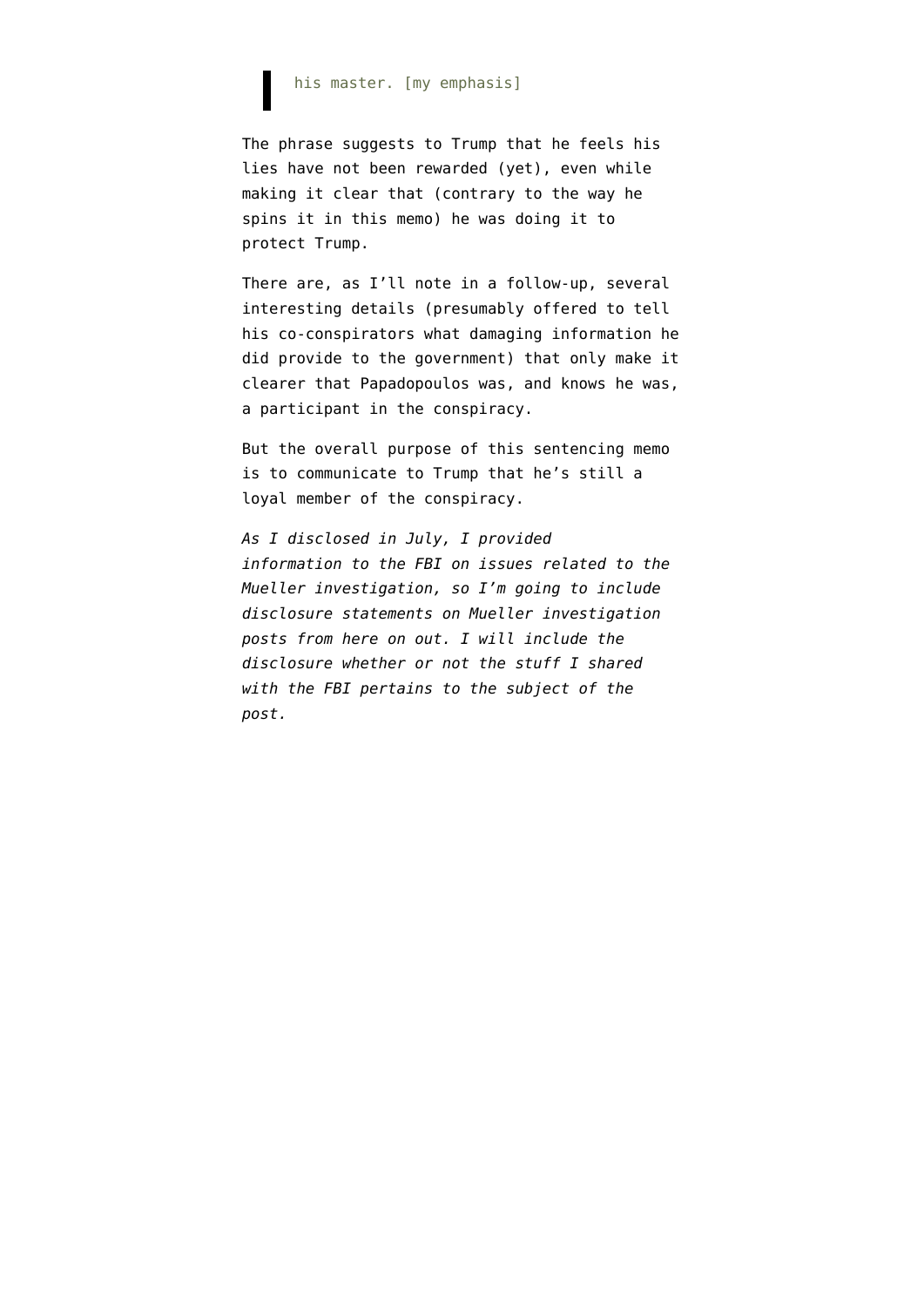> his master. [my emphasis]

The phrase suggests to Trump that he feels his lies have not been rewarded (yet), even while making it clear that (contrary to the way he spins it in this memo) he was doing it to protect Trump.

There are, as I'll note in a follow-up, several interesting details (presumably offered to tell his co-conspirators what damaging information he did provide to the government) that only make it clearer that Papadopoulos was, and knows he was, a participant in the conspiracy.

But the overall purpose of this sentencing memo is to communicate to Trump that he's still a loyal member of the conspiracy.

*As I disclosed in July, I provided information to the FBI on issues related to the Mueller investigation, so I'm going to include disclosure statements on Mueller investigation posts from here on out. I will include the disclosure whether or not the stuff I shared with the FBI pertains to the subject of the post.*